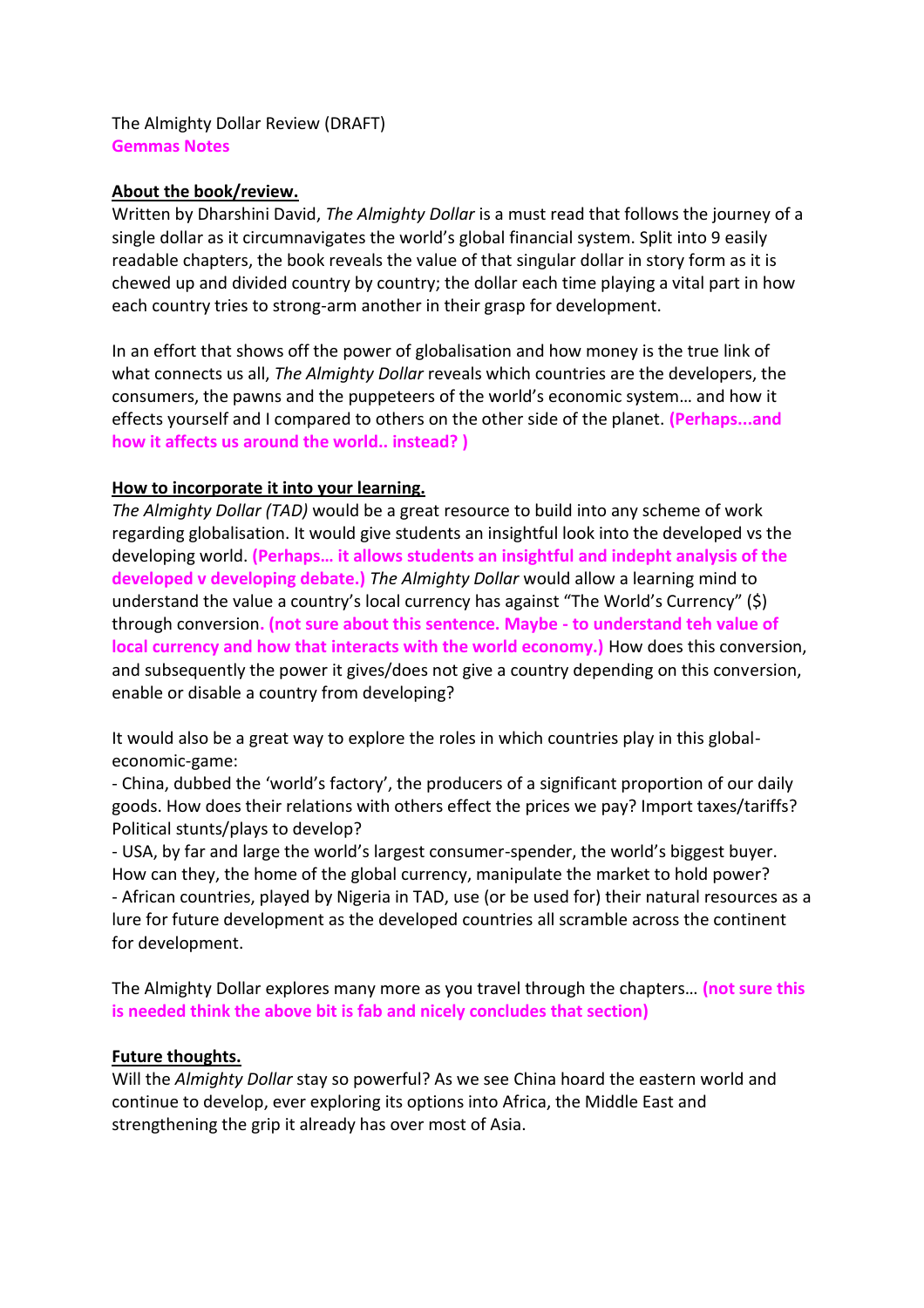The Almighty Dollar Review (DRAFT)
**Gemmas Notes**

**About the book/review.**

Written by Dharshini David, *The Almighty Dollar* is a must read that follows the journey of a single dollar as it circumnavigates the world's global financial system. Split into 9 easily readable chapters, the book reveals the value of that singular dollar in story form as it is chewed up and divided country by country; the dollar each time playing a vital part in how each country tries to strong-arm another in their grasp for development.

In an effort that shows off the power of globalisation and how money is the true link of what connects us all, *The Almighty Dollar* reveals which countries are the developers, the consumers, the pawns and the puppeteers of the world's economic system… and how it effects yourself and I compared to others on the other side of the planet. **(Perhaps...and how it affects us around the world.. instead? )**

**How to incorporate it into your learning.**

*The Almighty Dollar (TAD)* would be a great resource to build into any scheme of work regarding globalisation. It would give students an insightful look into the developed vs the developing world. **(Perhaps… it allows students an insightful and indepht analysis of the developed v developing debate.)** *The Almighty Dollar* would allow a learning mind to understand the value a country's local currency has against "The World's Currency" ($) through conversion**. (not sure about this sentence. Maybe - to understand teh value of local currency and how that interacts with the world economy.)** How does this conversion, and subsequently the power it gives/does not give a country depending on this conversion, enable or disable a country from developing?

It would also be a great way to explore the roles in which countries play in this global-economic-game:

- China, dubbed the 'world's factory', the producers of a significant proportion of our daily goods. How does their relations with others effect the prices we pay? Import taxes/tariffs? Political stunts/plays to develop?
- USA, by far and large the world's largest consumer-spender, the world's biggest buyer. How can they, the home of the global currency, manipulate the market to hold power?
- African countries, played by Nigeria in TAD, use (or be used for) their natural resources as a lure for future development as the developed countries all scramble across the continent for development.

The Almighty Dollar explores many more as you travel through the chapters… **(not sure this is needed think the above bit is fab and nicely concludes that section)**

**Future thoughts.**

Will the *Almighty Dollar* stay so powerful? As we see China hoard the eastern world and continue to develop, ever exploring its options into Africa, the Middle East and strengthening the grip it already has over most of Asia.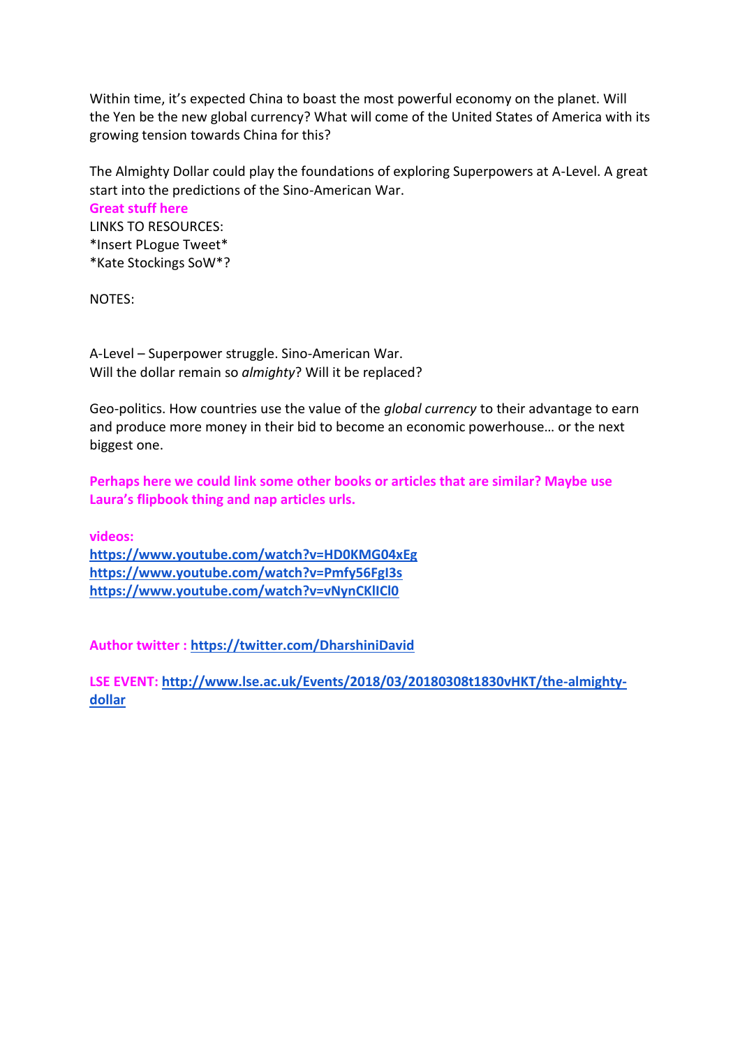Within time, it's expected China to boast the most powerful economy on the planet. Will the Yen be the new global currency? What will come of the United States of America with its growing tension towards China for this?

The Almighty Dollar could play the foundations of exploring Superpowers at A-Level. A great start into the predictions of the Sino-American War.

**Great stuff here**

LINKS TO RESOURCES:
*Insert PLogue Tweet*
*Kate Stockings SoW*?

NOTES:

A-Level – Superpower struggle. Sino-American War.
Will the dollar remain so *almighty*? Will it be replaced?

Geo-politics. How countries use the value of the *global currency* to their advantage to earn and produce more money in their bid to become an economic powerhouse… or the next biggest one.

**Perhaps here we could link some other books or articles that are similar? Maybe use Laura's flipbook thing and nap articles urls.**

**videos:**
https://www.youtube.com/watch?v=HD0KMG04xEg
https://www.youtube.com/watch?v=Pmfy56FgI3s
https://www.youtube.com/watch?v=vNynCKlICl0

**Author twitter :** https://twitter.com/DharshiniDavid

**LSE EVENT:** http://www.lse.ac.uk/Events/2018/03/20180308t1830vHKT/the-almighty-dollar